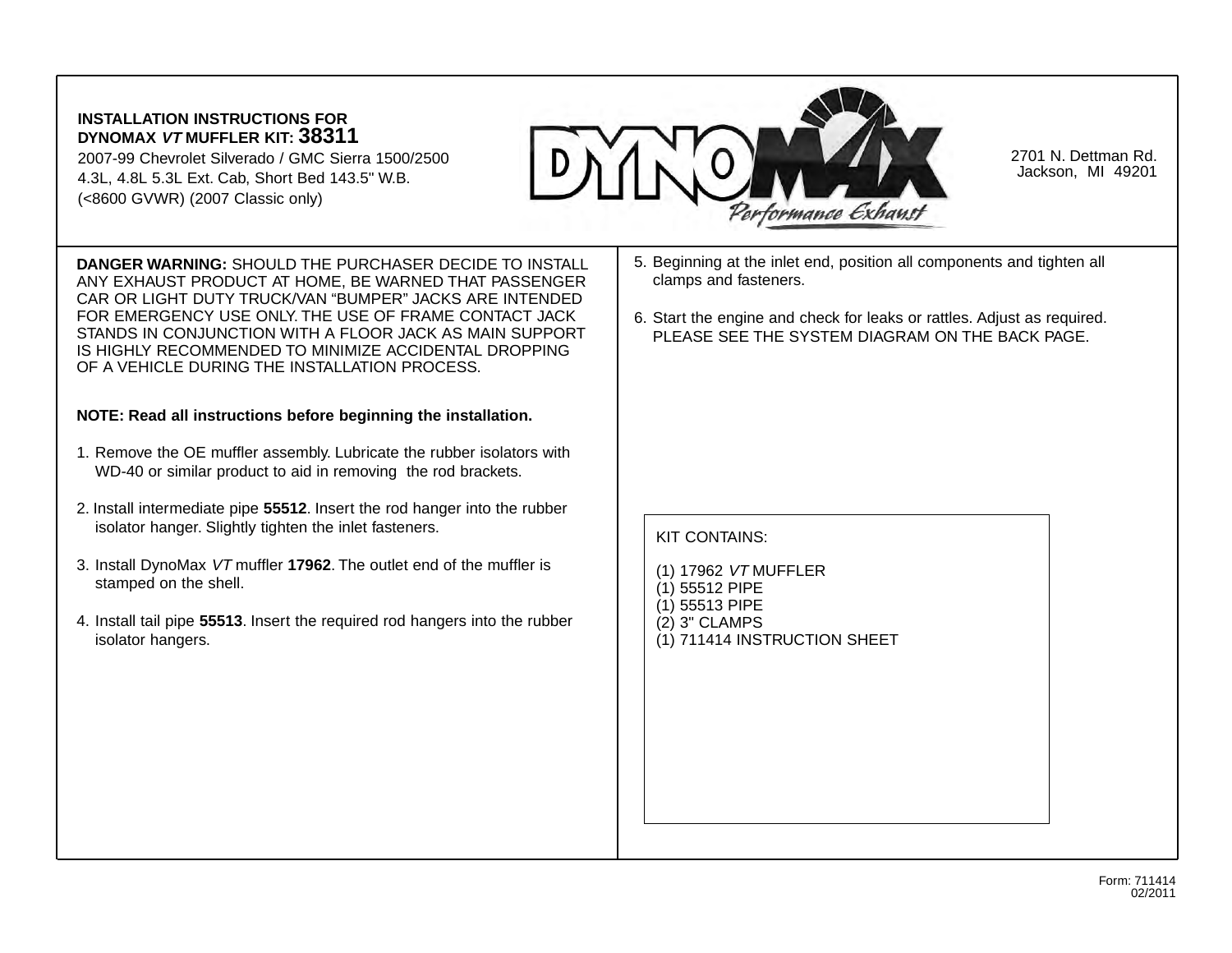**INSTALLATION INSTRUCTIONS FOR DYNOMAX *VT* MUFFLER KIT: 38311**

2007-99 Chevrolet Silverado / GMC Sierra 1500/2500
4.3L, 4.8L 5.3L Ext. Cab, Short Bed 143.5" W.B.
(<8600 GVWR) (2007 Classic only)

DYNOMAX Performance Exhaust

2701 N. Dettman Rd.
Jackson, MI 49201

**DANGER WARNING:** SHOULD THE PURCHASER DECIDE TO INSTALL ANY EXHAUST PRODUCT AT HOME, BE WARNED THAT PASSENGER CAR OR LIGHT DUTY TRUCK/VAN "BUMPER" JACKS ARE INTENDED FOR EMERGENCY USE ONLY. THE USE OF FRAME CONTACT JACK STANDS IN CONJUNCTION WITH A FLOOR JACK AS MAIN SUPPORT IS HIGHLY RECOMMENDED TO MINIMIZE ACCIDENTAL DROPPING OF A VEHICLE DURING THE INSTALLATION PROCESS.

**NOTE: Read all instructions before beginning the installation.**

1. Remove the OE muffler assembly. Lubricate the rubber isolators with WD-40 or similar product to aid in removing the rod brackets.

2. Install intermediate pipe **55512**. Insert the rod hanger into the rubber isolator hanger. Slightly tighten the inlet fasteners.

3. Install DynoMax *VT* muffler **17962**. The outlet end of the muffler is stamped on the shell.

4. Install tail pipe **55513**. Insert the required rod hangers into the rubber isolator hangers.

5. Beginning at the inlet end, position all components and tighten all clamps and fasteners.

6. Start the engine and check for leaks or rattles. Adjust as required. PLEASE SEE THE SYSTEM DIAGRAM ON THE BACK PAGE.

KIT CONTAINS:

(1) 17962 *VT* MUFFLER
(1) 55512 PIPE
(1) 55513 PIPE
(2) 3" CLAMPS
(1) 711414 INSTRUCTION SHEET

Form: 711414
02/2011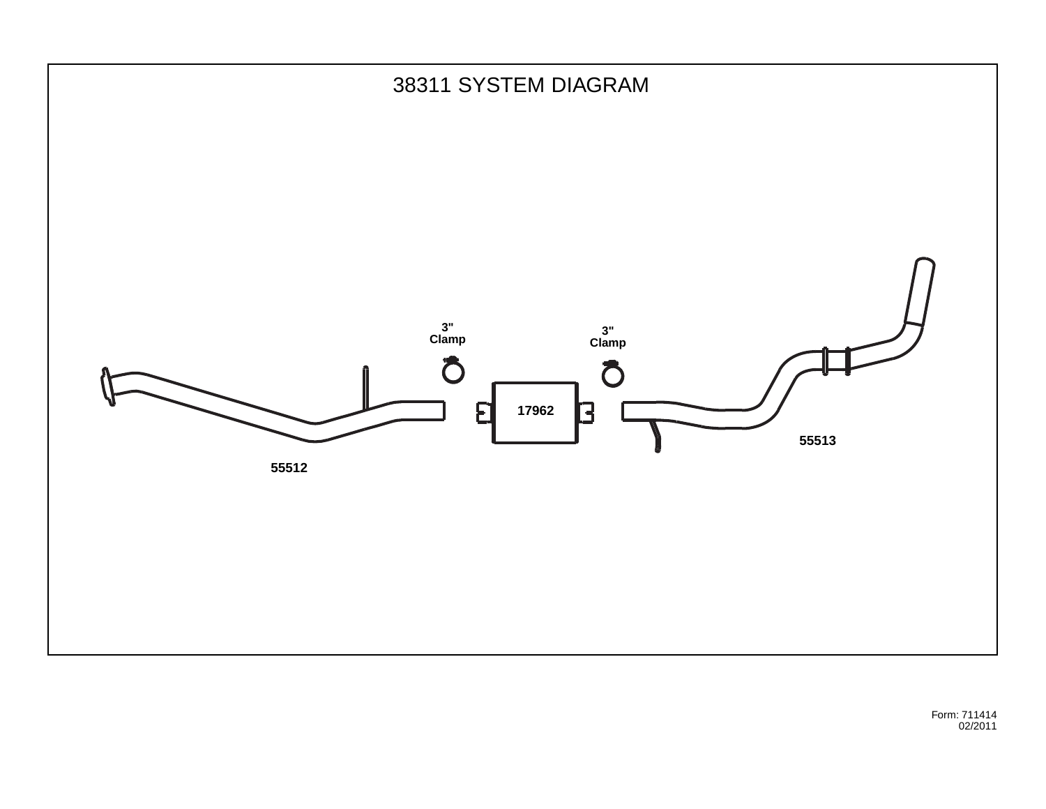# 38311 SYSTEM DIAGRAM

3"
Clamp

3"
Clamp

17962

55513

55512

Form: 711414
02/2011